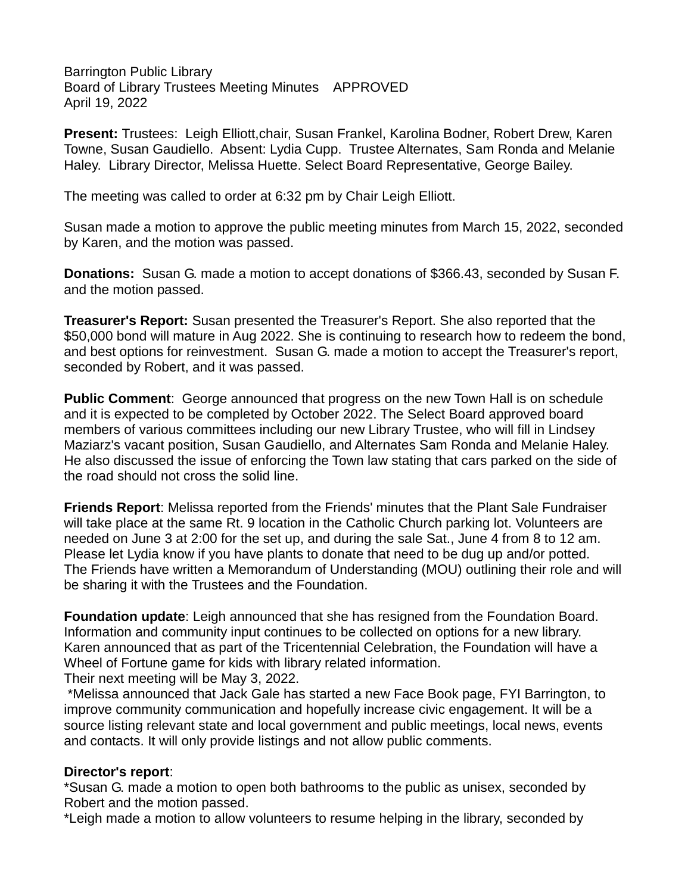Barrington Public Library
Board of Library Trustees Meeting Minutes APPROVED
April 19, 2022

**Present:** Trustees: Leigh Elliott,chair, Susan Frankel, Karolina Bodner, Robert Drew, Karen Towne, Susan Gaudiello. Absent: Lydia Cupp. Trustee Alternates, Sam Ronda and Melanie Haley. Library Director, Melissa Huette. Select Board Representative, George Bailey.

The meeting was called to order at 6:32 pm by Chair Leigh Elliott.

Susan made a motion to approve the public meeting minutes from March 15, 2022, seconded by Karen, and the motion was passed.

**Donations:** Susan G. made a motion to accept donations of $366.43, seconded by Susan F. and the motion passed.

**Treasurer's Report:** Susan presented the Treasurer's Report. She also reported that the $50,000 bond will mature in Aug 2022. She is continuing to research how to redeem the bond, and best options for reinvestment. Susan G. made a motion to accept the Treasurer's report, seconded by Robert, and it was passed.

**Public Comment**: George announced that progress on the new Town Hall is on schedule and it is expected to be completed by October 2022. The Select Board approved board members of various committees including our new Library Trustee, who will fill in Lindsey Maziarz's vacant position, Susan Gaudiello, and Alternates Sam Ronda and Melanie Haley. He also discussed the issue of enforcing the Town law stating that cars parked on the side of the road should not cross the solid line.

**Friends Report**: Melissa reported from the Friends' minutes that the Plant Sale Fundraiser will take place at the same Rt. 9 location in the Catholic Church parking lot. Volunteers are needed on June 3 at 2:00 for the set up, and during the sale Sat., June 4 from 8 to 12 am. Please let Lydia know if you have plants to donate that need to be dug up and/or potted. The Friends have written a Memorandum of Understanding (MOU) outlining their role and will be sharing it with the Trustees and the Foundation.

**Foundation update**: Leigh announced that she has resigned from the Foundation Board. Information and community input continues to be collected on options for a new library. Karen announced that as part of the Tricentennial Celebration, the Foundation will have a Wheel of Fortune game for kids with library related information.
Their next meeting will be May 3, 2022.
*Melissa announced that Jack Gale has started a new Face Book page, FYI Barrington, to improve community communication and hopefully increase civic engagement. It will be a source listing relevant state and local government and public meetings, local news, events and contacts. It will only provide listings and not allow public comments.

**Director's report**:
*Susan G. made a motion to open both bathrooms to the public as unisex, seconded by Robert and the motion passed.
*Leigh made a motion to allow volunteers to resume helping in the library, seconded by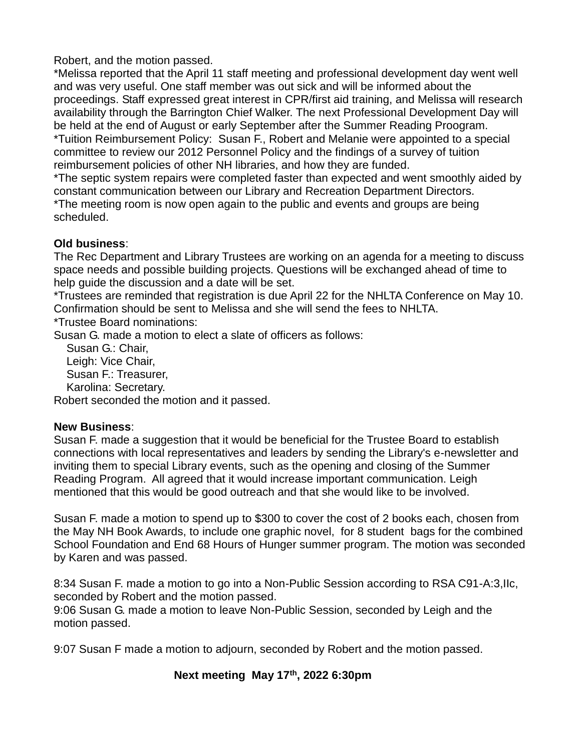Robert, and the motion passed.
*Melissa reported that the April 11 staff meeting and professional development day went well and was very useful. One staff member was out sick and will be informed about the proceedings. Staff expressed great interest in CPR/first aid training, and Melissa will research availability through the Barrington Chief Walker. The next Professional Development Day will be held at the end of August or early September after the Summer Reading Proogram.
*Tuition Reimbursement Policy: Susan F., Robert and Melanie were appointed to a special committee to review our 2012 Personnel Policy and the findings of a survey of tuition reimbursement policies of other NH libraries, and how they are funded.
*The septic system repairs were completed faster than expected and went smoothly aided by constant communication between our Library and Recreation Department Directors.
*The meeting room is now open again to the public and events and groups are being scheduled.

**Old business**:
The Rec Department and Library Trustees are working on an agenda for a meeting to discuss space needs and possible building projects. Questions will be exchanged ahead of time to help guide the discussion and a date will be set.
*Trustees are reminded that registration is due April 22 for the NHLTA Conference on May 10. Confirmation should be sent to Melissa and she will send the fees to NHLTA.
*Trustee Board nominations:
Susan G. made a motion to elect a slate of officers as follows:
Susan G.: Chair,
Leigh: Vice Chair,
Susan F.: Treasurer,
Karolina: Secretary.
Robert seconded the motion and it passed.

**New Business**:
Susan F. made a suggestion that it would be beneficial for the Trustee Board to establish connections with local representatives and leaders by sending the Library's e-newsletter and inviting them to special Library events, such as the opening and closing of the Summer Reading Program. All agreed that it would increase important communication. Leigh mentioned that this would be good outreach and that she would like to be involved.

Susan F. made a motion to spend up to $300 to cover the cost of 2 books each, chosen from the May NH Book Awards, to include one graphic novel, for 8 student bags for the combined School Foundation and End 68 Hours of Hunger summer program. The motion was seconded by Karen and was passed.

8:34 Susan F. made a motion to go into a Non-Public Session according to RSA C91-A:3,IIc, seconded by Robert and the motion passed.
9:06 Susan G. made a motion to leave Non-Public Session, seconded by Leigh and the motion passed.

9:07 Susan F made a motion to adjourn, seconded by Robert and the motion passed.

**Next meeting May 17th, 2022 6:30pm**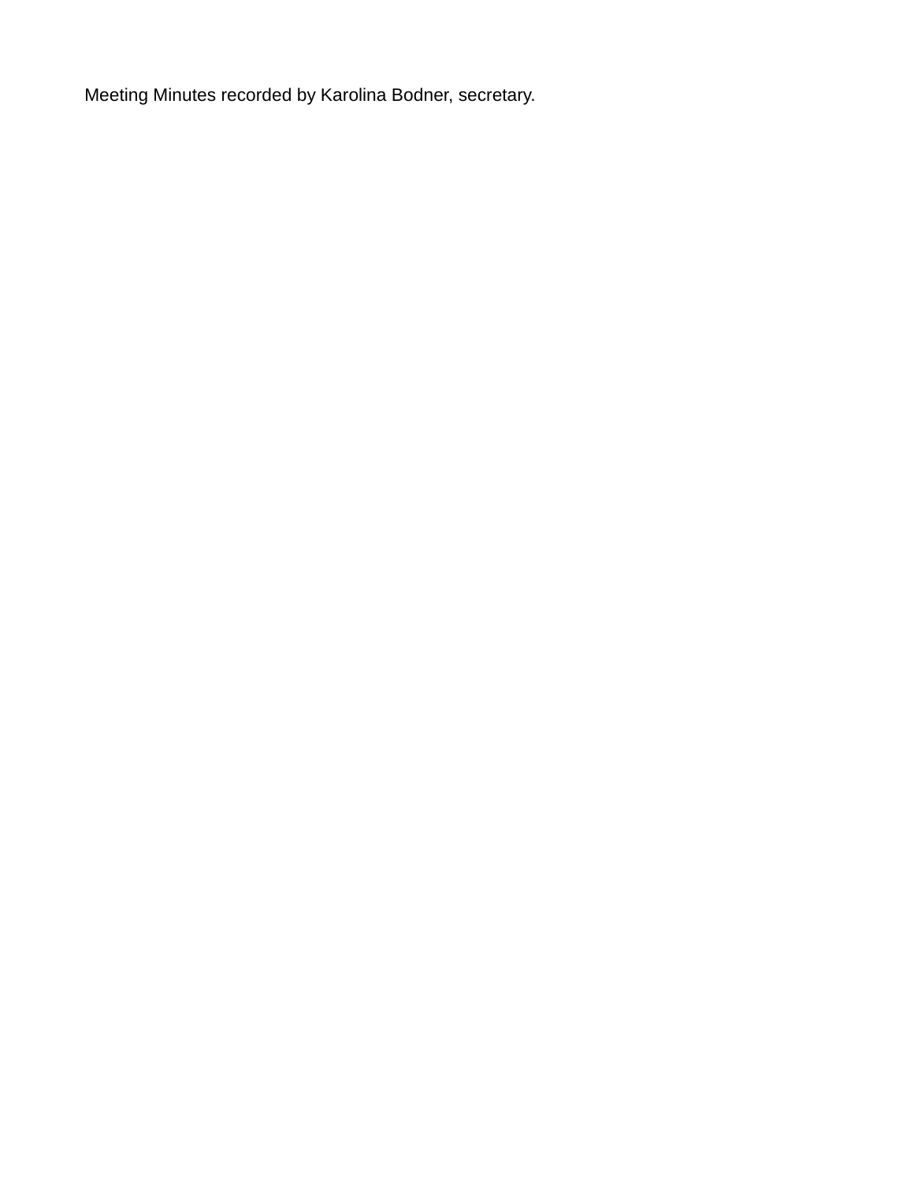Meeting Minutes recorded by Karolina Bodner, secretary.